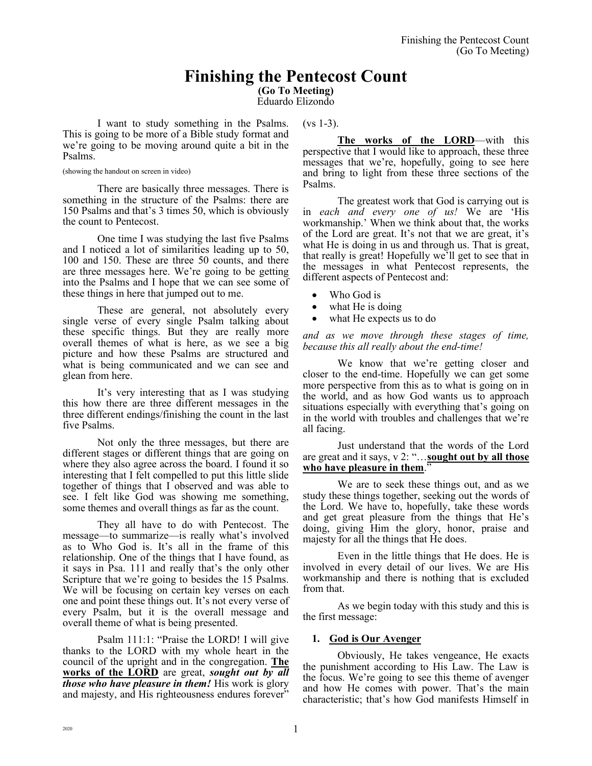# Finishing the Pentecost Count

**(Go To Meeting)**
Eduardo Elizondo

I want to study something in the Psalms. This is going to be more of a Bible study format and we're going to be moving around quite a bit in the Psalms.

(showing the handout on screen in video)

There are basically three messages. There is something in the structure of the Psalms: there are 150 Psalms and that's 3 times 50, which is obviously the count to Pentecost.

One time I was studying the last five Psalms and I noticed a lot of similarities leading up to 50, 100 and 150. These are three 50 counts, and there are three messages here. We're going to be getting into the Psalms and I hope that we can see some of these things in here that jumped out to me.

These are general, not absolutely every single verse of every single Psalm talking about these specific things. But they are really more overall themes of what is here, as we see a big picture and how these Psalms are structured and what is being communicated and we can see and glean from here.

It's very interesting that as I was studying this how there are three different messages in the three different endings/finishing the count in the last five Psalms.

Not only the three messages, but there are different stages or different things that are going on where they also agree across the board. I found it so interesting that I felt compelled to put this little slide together of things that I observed and was able to see. I felt like God was showing me something, some themes and overall things as far as the count.

They all have to do with Pentecost. The message—to summarize—is really what's involved as to Who God is. It's all in the frame of this relationship. One of the things that I have found, as it says in Psa. 111 and really that's the only other Scripture that we're going to besides the 15 Psalms. We will be focusing on certain key verses on each one and point these things out. It's not every verse of every Psalm, but it is the overall message and overall theme of what is being presented.

Psalm 111:1: "Praise the LORD! I will give thanks to the LORD with my whole heart in the council of the upright and in the congregation. **<u>The works of the LORD</u>** are great, ***sought out by all those who have pleasure in them!*** His work is glory and majesty, and His righteousness endures forever" (vs 1-3).

**<u>The works of the LORD</u>**—with this perspective that I would like to approach, these three messages that we're, hopefully, going to see here and bring to light from these three sections of the Psalms.

The greatest work that God is carrying out is in *each and every one of us!* We are 'His workmanship.' When we think about that, the works of the Lord are great. It's not that we are great, it's what He is doing in us and through us. That is great, that really is great! Hopefully we'll get to see that in the messages in what Pentecost represents, the different aspects of Pentecost and:

- Who God is
- what He is doing
- what He expects us to do

*and as we move through these stages of time, because this all really about the end-time!*

We know that we're getting closer and closer to the end-time. Hopefully we can get some more perspective from this as to what is going on in the world, and as how God wants us to approach situations especially with everything that's going on in the world with troubles and challenges that we're all facing.

Just understand that the words of the Lord are great and it says, v 2: "…**<u>sought out by all those who have pleasure in them</u>**."

We are to seek these things out, and as we study these things together, seeking out the words of the Lord. We have to, hopefully, take these words and get great pleasure from the things that He's doing, giving Him the glory, honor, praise and majesty for all the things that He does.

Even in the little things that He does. He is involved in every detail of our lives. We are His workmanship and there is nothing that is excluded from that.

As we begin today with this study and this is the first message:

1. **<u>God is Our Avenger</u>**

Obviously, He takes vengeance, He exacts the punishment according to His Law. The Law is the focus. We're going to see this theme of avenger and how He comes with power. That's the main characteristic; that's how God manifests Himself in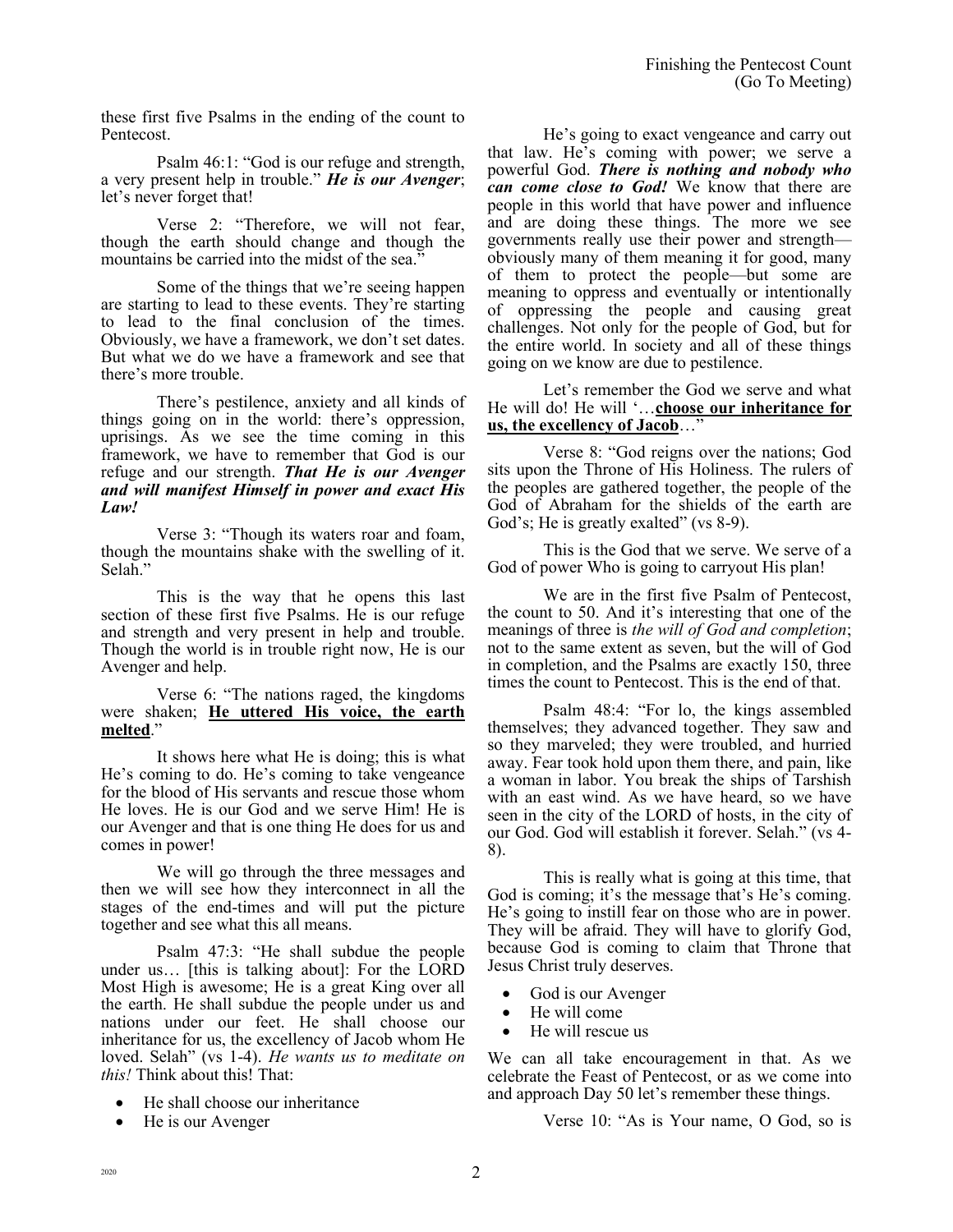these first five Psalms in the ending of the count to Pentecost.

Psalm 46:1: "God is our refuge and strength, a very present help in trouble." ***He is our Avenger***; let's never forget that!

Verse 2: "Therefore, we will not fear, though the earth should change and though the mountains be carried into the midst of the sea."

Some of the things that we're seeing happen are starting to lead to these events. They're starting to lead to the final conclusion of the times. Obviously, we have a framework, we don't set dates. But what we do we have a framework and see that there's more trouble.

There's pestilence, anxiety and all kinds of things going on in the world: there's oppression, uprisings. As we see the time coming in this framework, we have to remember that God is our refuge and our strength. ***That He is our Avenger and will manifest Himself in power and exact His Law!***

Verse 3: "Though its waters roar and foam, though the mountains shake with the swelling of it. Selah."

This is the way that he opens this last section of these first five Psalms. He is our refuge and strength and very present in help and trouble. Though the world is in trouble right now, He is our Avenger and help.

Verse 6: "The nations raged, the kingdoms were shaken; **He uttered His voice, the earth melted**."

It shows here what He is doing; this is what He's coming to do. He's coming to take vengeance for the blood of His servants and rescue those whom He loves. He is our God and we serve Him! He is our Avenger and that is one thing He does for us and comes in power!

We will go through the three messages and then we will see how they interconnect in all the stages of the end-times and will put the picture together and see what this all means.

Psalm 47:3: "He shall subdue the people under us… [this is talking about]: For the LORD Most High is awesome; He is a great King over all the earth. He shall subdue the people under us and nations under our feet. He shall choose our inheritance for us, the excellency of Jacob whom He loved. Selah" (vs 1-4). *He wants us to meditate on this!* Think about this! That:

- He shall choose our inheritance
- He is our Avenger

He's going to exact vengeance and carry out that law. He's coming with power; we serve a powerful God. ***There is nothing and nobody who can come close to God!*** We know that there are people in this world that have power and influence and are doing these things. The more we see governments really use their power and strength—obviously many of them meaning it for good, many of them to protect the people—but some are meaning to oppress and eventually or intentionally of oppressing the people and causing great challenges. Not only for the people of God, but for the entire world. In society and all of these things going on we know are due to pestilence.

Let's remember the God we serve and what He will do! He will '…**choose our inheritance for us, the excellency of Jacob**…'

Verse 8: "God reigns over the nations; God sits upon the Throne of His Holiness. The rulers of the peoples are gathered together, the people of the God of Abraham for the shields of the earth are God's; He is greatly exalted" (vs 8-9).

This is the God that we serve. We serve of a God of power Who is going to carryout His plan!

We are in the first five Psalm of Pentecost, the count to 50. And it's interesting that one of the meanings of three is *the will of God and completion*; not to the same extent as seven, but the will of God in completion, and the Psalms are exactly 150, three times the count to Pentecost. This is the end of that.

Psalm 48:4: "For lo, the kings assembled themselves; they advanced together. They saw and so they marveled; they were troubled, and hurried away. Fear took hold upon them there, and pain, like a woman in labor. You break the ships of Tarshish with an east wind. As we have heard, so we have seen in the city of the LORD of hosts, in the city of our God. God will establish it forever. Selah." (vs 4-8).

This is really what is going at this time, that God is coming; it's the message that's He's coming. He's going to instill fear on those who are in power. They will be afraid. They will have to glorify God, because God is coming to claim that Throne that Jesus Christ truly deserves.

- God is our Avenger
- He will come
- He will rescue us

We can all take encouragement in that. As we celebrate the Feast of Pentecost, or as we come into and approach Day 50 let's remember these things.

Verse 10: "As is Your name, O God, so is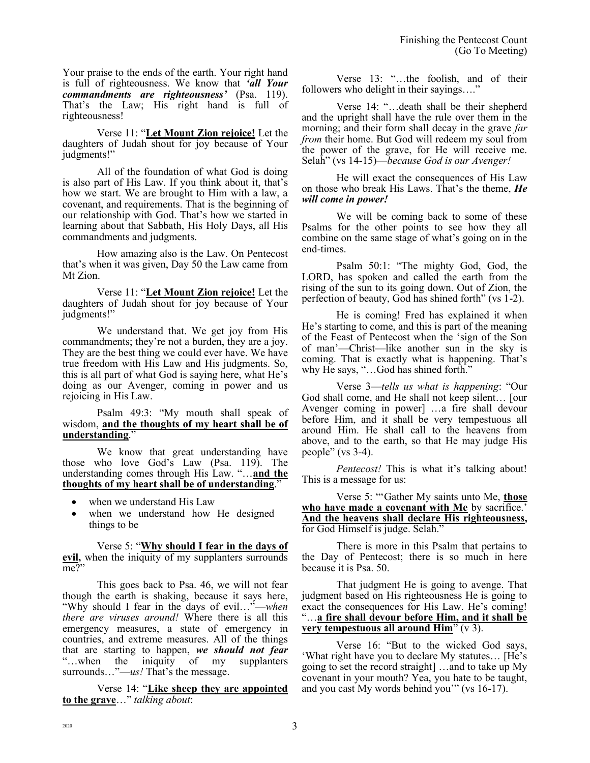Your praise to the ends of the earth. Your right hand is full of righteousness. We know that ***'all Your commandments are righteousness'*** (Psa. 119). That's the Law; His right hand is full of righteousness!

Verse 11: "**Let Mount Zion rejoice!** Let the daughters of Judah shout for joy because of Your judgments!"

All of the foundation of what God is doing is also part of His Law. If you think about it, that's how we start. We are brought to Him with a law, a covenant, and requirements. That is the beginning of our relationship with God. That's how we started in learning about that Sabbath, His Holy Days, all His commandments and judgments.

How amazing also is the Law. On Pentecost that's when it was given, Day 50 the Law came from Mt Zion.

Verse 11: "**Let Mount Zion rejoice!** Let the daughters of Judah shout for joy because of Your judgments!"

We understand that. We get joy from His commandments; they're not a burden, they are a joy. They are the best thing we could ever have. We have true freedom with His Law and His judgments. So, this is all part of what God is saying here, what He's doing as our Avenger, coming in power and us rejoicing in His Law.

Psalm 49:3: "My mouth shall speak of wisdom, **and the thoughts of my heart shall be of understanding**."

We know that great understanding have those who love God's Law (Psa. 119). The understanding comes through His Law. "…**and the thoughts of my heart shall be of understanding**."

- when we understand His Law
- when we understand how He designed things to be

Verse 5: "**Why should I fear in the days of evil,** when the iniquity of my supplanters surrounds me?"

This goes back to Psa. 46, we will not fear though the earth is shaking, because it says here, "Why should I fear in the days of evil…"—*when there are viruses around!* Where there is all this emergency measures, a state of emergency in countries, and extreme measures. All of the things that are starting to happen, ***we should not fear*** "…when the iniquity of my supplanters surrounds…"—*us!* That's the message.

Verse 14: "**Like sheep they are appointed to the grave**…" *talking about*:

Verse 13: "…the foolish, and of their followers who delight in their sayings…."

Verse 14: "…death shall be their shepherd and the upright shall have the rule over them in the morning; and their form shall decay in the grave *far from* their home. But God will redeem my soul from the power of the grave, for He will receive me. Selah" (vs 14-15)—*because God is our Avenger!*

He will exact the consequences of His Law on those who break His Laws. That's the theme, ***He will come in power!***

We will be coming back to some of these Psalms for the other points to see how they all combine on the same stage of what's going on in the end-times.

Psalm 50:1: "The mighty God, God, the LORD, has spoken and called the earth from the rising of the sun to its going down. Out of Zion, the perfection of beauty, God has shined forth" (vs 1-2).

He is coming! Fred has explained it when He's starting to come, and this is part of the meaning of the Feast of Pentecost when the 'sign of the Son of man'—Christ—like another sun in the sky is coming. That is exactly what is happening. That's why He says, "…God has shined forth."

Verse 3—*tells us what is happening*: "Our God shall come, and He shall not keep silent… [our Avenger coming in power] …a fire shall devour before Him, and it shall be very tempestuous all around Him. He shall call to the heavens from above, and to the earth, so that He may judge His people" (vs 3-4).

*Pentecost!* This is what it's talking about! This is a message for us:

Verse 5: "'Gather My saints unto Me, **those who have made a covenant with Me** by sacrifice.' **And the heavens shall declare His righteousness,** for God Himself is judge. Selah."

There is more in this Psalm that pertains to the Day of Pentecost; there is so much in here because it is Psa. 50.

That judgment He is going to avenge. That judgment based on His righteousness He is going to exact the consequences for His Law. He's coming! "…**a fire shall devour before Him, and it shall be very tempestuous all around Him**" (v 3).

Verse 16: "But to the wicked God says, 'What right have you to declare My statutes… [He's going to set the record straight] …and to take up My covenant in your mouth? Yea, you hate to be taught, and you cast My words behind you'" (vs 16-17).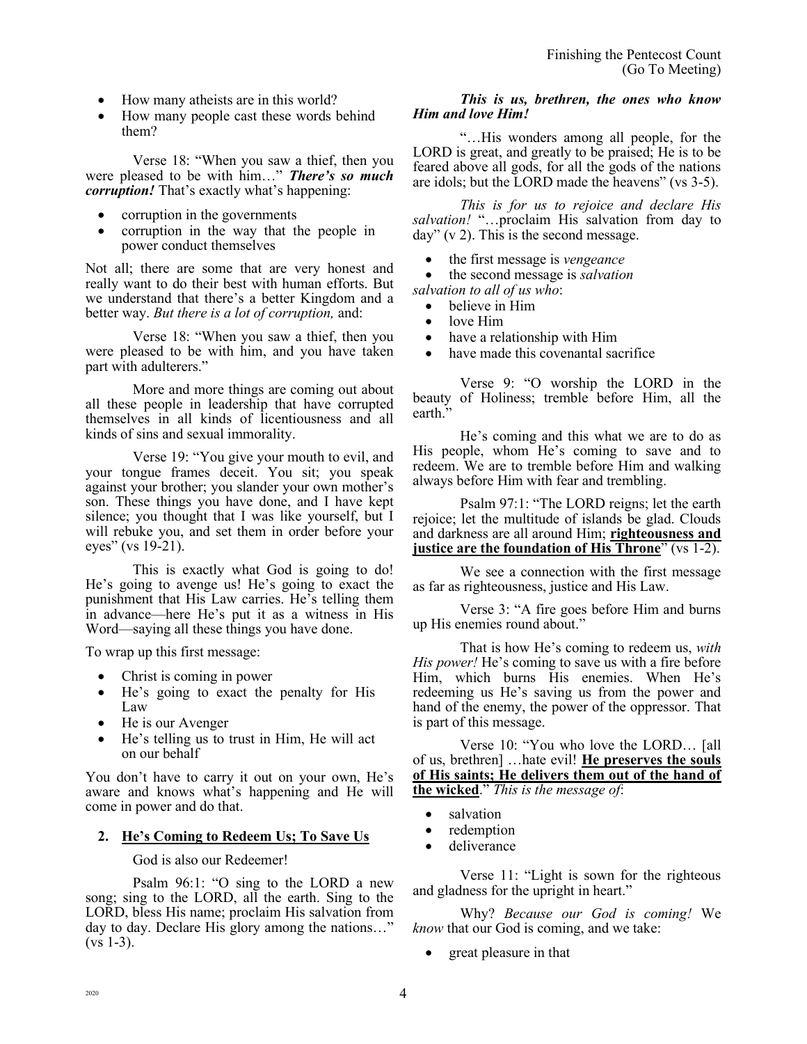- How many atheists are in this world?
- How many people cast these words behind them?

Verse 18: "When you saw a thief, then you were pleased to be with him…" ***There's so much corruption!*** That's exactly what's happening:

- corruption in the governments
- corruption in the way that the people in power conduct themselves

Not all; there are some that are very honest and really want to do their best with human efforts. But we understand that there's a better Kingdom and a better way. *But there is a lot of corruption,* and:

Verse 18: "When you saw a thief, then you were pleased to be with him, and you have taken part with adulterers."

More and more things are coming out about all these people in leadership that have corrupted themselves in all kinds of licentiousness and all kinds of sins and sexual immorality.

Verse 19: "You give your mouth to evil, and your tongue frames deceit. You sit; you speak against your brother; you slander your own mother's son. These things you have done, and I have kept silence; you thought that I was like yourself, but I will rebuke you, and set them in order before your eyes" (vs 19-21).

This is exactly what God is going to do! He's going to avenge us! He's going to exact the punishment that His Law carries. He's telling them in advance—here He's put it as a witness in His Word—saying all these things you have done.

To wrap up this first message:

- Christ is coming in power
- He's going to exact the penalty for His Law
- He is our Avenger
- He's telling us to trust in Him, He will act on our behalf

You don't have to carry it out on your own, He's aware and knows what's happening and He will come in power and do that.

## 2. He's Coming to Redeem Us; To Save Us

God is also our Redeemer!

Psalm 96:1: "O sing to the LORD a new song; sing to the LORD, all the earth. Sing to the LORD, bless His name; proclaim His salvation from day to day. Declare His glory among the nations…" (vs 1-3).

***This is us, brethren, the ones who know Him and love Him!***

"…His wonders among all people, for the LORD is great, and greatly to be praised; He is to be feared above all gods, for all the gods of the nations are idols; but the LORD made the heavens" (vs 3-5).

*This is for us to rejoice and declare His salvation!* "…proclaim His salvation from day to day" (v 2). This is the second message.

- the first message is *vengeance*
- the second message is *salvation*

*salvation to all of us who*:

- believe in Him
- love Him
- have a relationship with Him
- have made this covenantal sacrifice

Verse 9: "O worship the LORD in the beauty of Holiness; tremble before Him, all the earth."

He's coming and this what we are to do as His people, whom He's coming to save and to redeem. We are to tremble before Him and walking always before Him with fear and trembling.

Psalm 97:1: "The LORD reigns; let the earth rejoice; let the multitude of islands be glad. Clouds and darkness are all around Him; **righteousness and justice are the foundation of His Throne**" (vs 1-2).

We see a connection with the first message as far as righteousness, justice and His Law.

Verse 3: "A fire goes before Him and burns up His enemies round about."

That is how He's coming to redeem us, *with His power!* He's coming to save us with a fire before Him, which burns His enemies. When He's redeeming us He's saving us from the power and hand of the enemy, the power of the oppressor. That is part of this message.

Verse 10: "You who love the LORD… [all of us, brethren] …hate evil! **He preserves the souls of His saints; He delivers them out of the hand of the wicked**." *This is the message of*:

- salvation
- redemption
- deliverance

Verse 11: "Light is sown for the righteous and gladness for the upright in heart."

Why? *Because our God is coming!* We *know* that our God is coming, and we take:

- great pleasure in that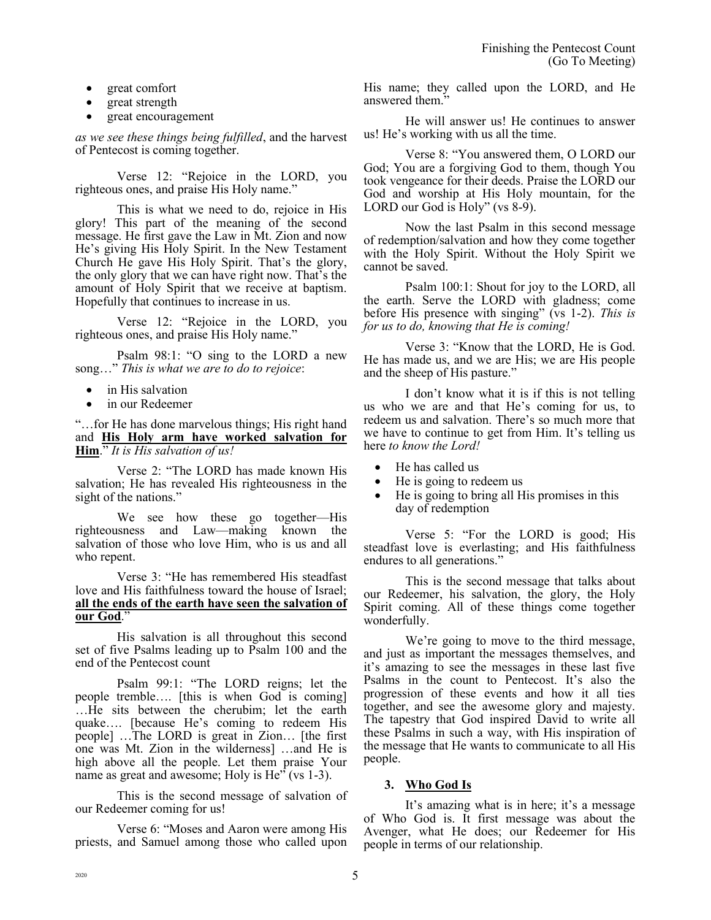- great comfort
- great strength
- great encouragement

*as we see these things being fulfilled*, and the harvest of Pentecost is coming together.

Verse 12: "Rejoice in the LORD, you righteous ones, and praise His Holy name."

This is what we need to do, rejoice in His glory! This part of the meaning of the second message. He first gave the Law in Mt. Zion and now He's giving His Holy Spirit. In the New Testament Church He gave His Holy Spirit. That's the glory, the only glory that we can have right now. That's the amount of Holy Spirit that we receive at baptism. Hopefully that continues to increase in us.

Verse 12: "Rejoice in the LORD, you righteous ones, and praise His Holy name."

Psalm 98:1: "O sing to the LORD a new song…" *This is what we are to do to rejoice*:

- in His salvation
- in our Redeemer

"…for He has done marvelous things; His right hand and **<u>His Holy arm have worked salvation for Him</u>**." *It is His salvation of us!*

Verse 2: "The LORD has made known His salvation; He has revealed His righteousness in the sight of the nations."

We see how these go together—His righteousness and Law—making known the salvation of those who love Him, who is us and all who repent.

Verse 3: "He has remembered His steadfast love and His faithfulness toward the house of Israel; **<u>all the ends of the earth have seen the salvation of our God</u>**."

His salvation is all throughout this second set of five Psalms leading up to Psalm 100 and the end of the Pentecost count

Psalm 99:1: "The LORD reigns; let the people tremble…. [this is when God is coming] …He sits between the cherubim; let the earth quake…. [because He's coming to redeem His people] …The LORD is great in Zion… [the first one was Mt. Zion in the wilderness] …and He is high above all the people. Let them praise Your name as great and awesome; Holy is He" (vs 1-3).

This is the second message of salvation of our Redeemer coming for us!

Verse 6: "Moses and Aaron were among His priests, and Samuel among those who called upon His name; they called upon the LORD, and He answered them."

He will answer us! He continues to answer us! He's working with us all the time.

Verse 8: "You answered them, O LORD our God; You are a forgiving God to them, though You took vengeance for their deeds. Praise the LORD our God and worship at His Holy mountain, for the LORD our God is Holy" (vs 8-9).

Now the last Psalm in this second message of redemption/salvation and how they come together with the Holy Spirit. Without the Holy Spirit we cannot be saved.

Psalm 100:1: Shout for joy to the LORD, all the earth. Serve the LORD with gladness; come before His presence with singing" (vs 1-2). *This is for us to do, knowing that He is coming!*

Verse 3: "Know that the LORD, He is God. He has made us, and we are His; we are His people and the sheep of His pasture."

I don't know what it is if this is not telling us who we are and that He's coming for us, to redeem us and salvation. There's so much more that we have to continue to get from Him. It's telling us here *to know the Lord!*

- He has called us
- He is going to redeem us
- He is going to bring all His promises in this day of redemption

Verse 5: "For the LORD is good; His steadfast love is everlasting; and His faithfulness endures to all generations."

This is the second message that talks about our Redeemer, his salvation, the glory, the Holy Spirit coming. All of these things come together wonderfully.

We're going to move to the third message, and just as important the messages themselves, and it's amazing to see the messages in these last five Psalms in the count to Pentecost. It's also the progression of these events and how it all ties together, and see the awesome glory and majesty. The tapestry that God inspired David to write all these Psalms in such a way, with His inspiration of the message that He wants to communicate to all His people.

### 3. <u>Who God Is</u>

It's amazing what is in here; it's a message of Who God is. It first message was about the Avenger, what He does; our Redeemer for His people in terms of our relationship.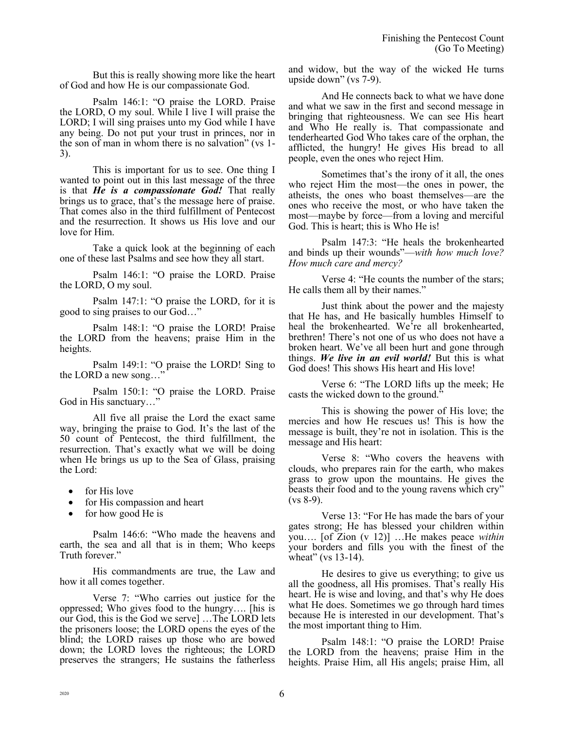But this is really showing more like the heart of God and how He is our compassionate God.

Psalm 146:1: "O praise the LORD. Praise the LORD, O my soul. While I live I will praise the LORD; I will sing praises unto my God while I have any being. Do not put your trust in princes, nor in the son of man in whom there is no salvation" (vs 1-3).

This is important for us to see. One thing I wanted to point out in this last message of the three is that ***He is a compassionate God!*** That really brings us to grace, that's the message here of praise. That comes also in the third fulfillment of Pentecost and the resurrection. It shows us His love and our love for Him.

Take a quick look at the beginning of each one of these last Psalms and see how they all start.

Psalm 146:1: "O praise the LORD. Praise the LORD, O my soul.

Psalm 147:1: "O praise the LORD, for it is good to sing praises to our God…"

Psalm 148:1: "O praise the LORD! Praise the LORD from the heavens; praise Him in the heights.

Psalm 149:1: "O praise the LORD! Sing to the LORD a new song…"

Psalm 150:1: "O praise the LORD. Praise God in His sanctuary…"

All five all praise the Lord the exact same way, bringing the praise to God. It's the last of the 50 count of Pentecost, the third fulfillment, the resurrection. That's exactly what we will be doing when He brings us up to the Sea of Glass, praising the Lord:

- for His love
- for His compassion and heart
- for how good He is

Psalm 146:6: "Who made the heavens and earth, the sea and all that is in them; Who keeps Truth forever."

His commandments are true, the Law and how it all comes together.

Verse 7: "Who carries out justice for the oppressed; Who gives food to the hungry…. [his is our God, this is the God we serve] …The LORD lets the prisoners loose; the LORD opens the eyes of the blind; the LORD raises up those who are bowed down; the LORD loves the righteous; the LORD preserves the strangers; He sustains the fatherless and widow, but the way of the wicked He turns upside down" (vs 7-9).

And He connects back to what we have done and what we saw in the first and second message in bringing that righteousness. We can see His heart and Who He really is. That compassionate and tenderhearted God Who takes care of the orphan, the afflicted, the hungry! He gives His bread to all people, even the ones who reject Him.

Sometimes that's the irony of it all, the ones who reject Him the most—the ones in power, the atheists, the ones who boast themselves—are the ones who receive the most, or who have taken the most—maybe by force—from a loving and merciful God. This is heart; this is Who He is!

Psalm 147:3: "He heals the brokenhearted and binds up their wounds"—*with how much love? How much care and mercy?*

Verse 4: "He counts the number of the stars; He calls them all by their names."

Just think about the power and the majesty that He has, and He basically humbles Himself to heal the brokenhearted. We're all brokenhearted, brethren! There's not one of us who does not have a broken heart. We've all been hurt and gone through things. ***We live in an evil world!*** But this is what God does! This shows His heart and His love!

Verse 6: "The LORD lifts up the meek; He casts the wicked down to the ground."

This is showing the power of His love; the mercies and how He rescues us! This is how the message is built, they're not in isolation. This is the message and His heart:

Verse 8: "Who covers the heavens with clouds, who prepares rain for the earth, who makes grass to grow upon the mountains. He gives the beasts their food and to the young ravens which cry" (vs 8-9).

Verse 13: "For He has made the bars of your gates strong; He has blessed your children within you…. [of Zion (v 12)] …He makes peace *within* your borders and fills you with the finest of the wheat" (vs 13-14).

He desires to give us everything; to give us all the goodness, all His promises. That's really His heart. He is wise and loving, and that's why He does what He does. Sometimes we go through hard times because He is interested in our development. That's the most important thing to Him.

Psalm 148:1: "O praise the LORD! Praise the LORD from the heavens; praise Him in the heights. Praise Him, all His angels; praise Him, all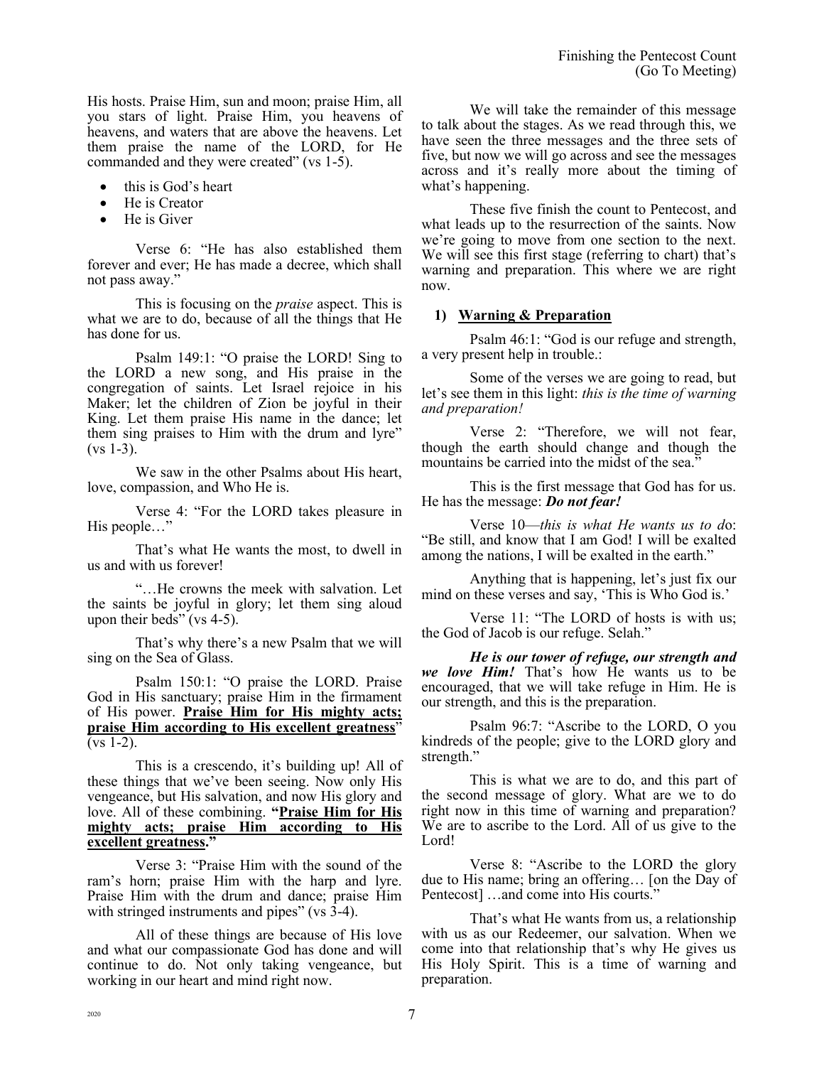His hosts. Praise Him, sun and moon; praise Him, all you stars of light. Praise Him, you heavens of heavens, and waters that are above the heavens. Let them praise the name of the LORD, for He commanded and they were created" (vs 1-5).

- this is God's heart
- He is Creator
- He is Giver

Verse 6: "He has also established them forever and ever; He has made a decree, which shall not pass away."

This is focusing on the *praise* aspect. This is what we are to do, because of all the things that He has done for us.

Psalm 149:1: "O praise the LORD! Sing to the LORD a new song, and His praise in the congregation of saints. Let Israel rejoice in his Maker; let the children of Zion be joyful in their King. Let them praise His name in the dance; let them sing praises to Him with the drum and lyre" (vs 1-3).

We saw in the other Psalms about His heart, love, compassion, and Who He is.

Verse 4: "For the LORD takes pleasure in His people…"

That's what He wants the most, to dwell in us and with us forever!

"…He crowns the meek with salvation. Let the saints be joyful in glory; let them sing aloud upon their beds" (vs 4-5).

That's why there's a new Psalm that we will sing on the Sea of Glass.

Psalm 150:1: "O praise the LORD. Praise God in His sanctuary; praise Him in the firmament of His power. **Praise Him for His mighty acts; praise Him according to His excellent greatness**" (vs 1-2).

This is a crescendo, it's building up! All of these things that we've been seeing. Now only His vengeance, but His salvation, and now His glory and love. All of these combining. **"Praise Him for His mighty acts; praise Him according to His excellent greatness."**

Verse 3: "Praise Him with the sound of the ram's horn; praise Him with the harp and lyre. Praise Him with the drum and dance; praise Him with stringed instruments and pipes" (vs 3-4).

All of these things are because of His love and what our compassionate God has done and will continue to do. Not only taking vengeance, but working in our heart and mind right now.

We will take the remainder of this message to talk about the stages. As we read through this, we have seen the three messages and the three sets of five, but now we will go across and see the messages across and it's really more about the timing of what's happening.

These five finish the count to Pentecost, and what leads up to the resurrection of the saints. Now we're going to move from one section to the next. We will see this first stage (referring to chart) that's warning and preparation. This where we are right now.

## 1) Warning & Preparation

Psalm 46:1: "God is our refuge and strength, a very present help in trouble.:

Some of the verses we are going to read, but let's see them in this light: *this is the time of warning and preparation!*

Verse 2: "Therefore, we will not fear, though the earth should change and though the mountains be carried into the midst of the sea."

This is the first message that God has for us. He has the message: ***Do not fear!***

Verse 10—*this is what He wants us to d*o: "Be still, and know that I am God! I will be exalted among the nations, I will be exalted in the earth."

Anything that is happening, let's just fix our mind on these verses and say, 'This is Who God is.'

Verse 11: "The LORD of hosts is with us; the God of Jacob is our refuge. Selah."

***He is our tower of refuge, our strength and we love Him!*** That's how He wants us to be encouraged, that we will take refuge in Him. He is our strength, and this is the preparation.

Psalm 96:7: "Ascribe to the LORD, O you kindreds of the people; give to the LORD glory and strength."

This is what we are to do, and this part of the second message of glory. What are we to do right now in this time of warning and preparation? We are to ascribe to the Lord. All of us give to the Lord!

Verse 8: "Ascribe to the LORD the glory due to His name; bring an offering… [on the Day of Pentecost] …and come into His courts."

That's what He wants from us, a relationship with us as our Redeemer, our salvation. When we come into that relationship that's why He gives us His Holy Spirit. This is a time of warning and preparation.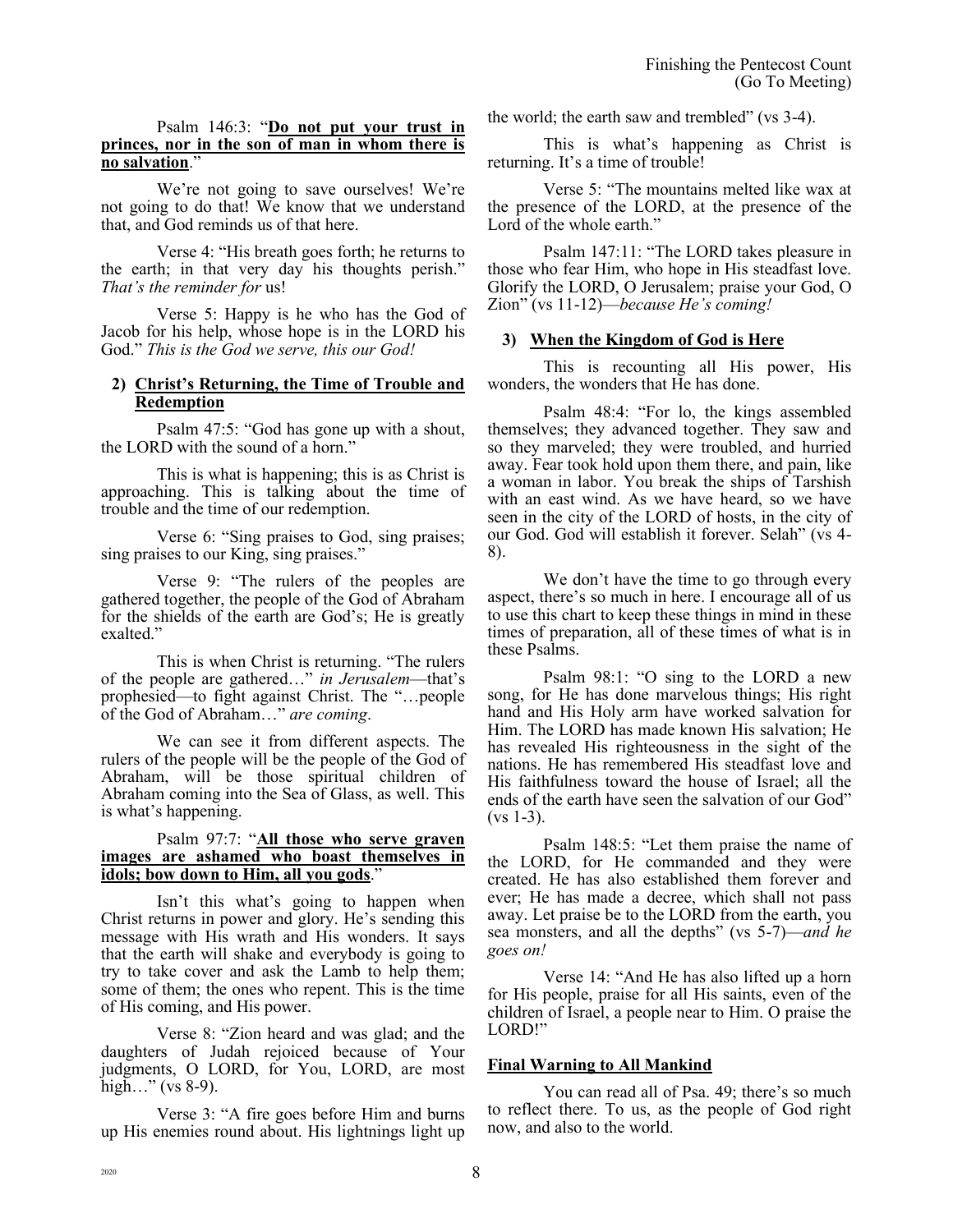Psalm 146:3: "**Do not put your trust in princes, nor in the son of man in whom there is no salvation**."

We're not going to save ourselves! We're not going to do that! We know that we understand that, and God reminds us of that here.

Verse 4: "His breath goes forth; he returns to the earth; in that very day his thoughts perish." *That's the reminder for* us!

Verse 5: Happy is he who has the God of Jacob for his help, whose hope is in the LORD his God." *This is the God we serve, this our God!*

**2) Christ's Returning, the Time of Trouble and Redemption**

Psalm 47:5: "God has gone up with a shout, the LORD with the sound of a horn."

This is what is happening; this is as Christ is approaching. This is talking about the time of trouble and the time of our redemption.

Verse 6: "Sing praises to God, sing praises; sing praises to our King, sing praises."

Verse 9: "The rulers of the peoples are gathered together, the people of the God of Abraham for the shields of the earth are God's; He is greatly exalted."

This is when Christ is returning. "The rulers of the people are gathered…" *in Jerusalem*—that's prophesied—to fight against Christ. The "…people of the God of Abraham…" *are coming*.

We can see it from different aspects. The rulers of the people will be the people of the God of Abraham, will be those spiritual children of Abraham coming into the Sea of Glass, as well. This is what's happening.

Psalm 97:7: "**All those who serve graven images are ashamed who boast themselves in idols; bow down to Him, all you gods**."

Isn't this what's going to happen when Christ returns in power and glory. He's sending this message with His wrath and His wonders. It says that the earth will shake and everybody is going to try to take cover and ask the Lamb to help them; some of them; the ones who repent. This is the time of His coming, and His power.

Verse 8: "Zion heard and was glad; and the daughters of Judah rejoiced because of Your judgments, O LORD, for You, LORD, are most high…" (vs 8-9).

Verse 3: "A fire goes before Him and burns up His enemies round about. His lightnings light up the world; the earth saw and trembled" (vs 3-4).

This is what's happening as Christ is returning. It's a time of trouble!

Verse 5: "The mountains melted like wax at the presence of the LORD, at the presence of the Lord of the whole earth."

Psalm 147:11: "The LORD takes pleasure in those who fear Him, who hope in His steadfast love. Glorify the LORD, O Jerusalem; praise your God, O Zion" (vs 11-12)—*because He's coming!*

**3) When the Kingdom of God is Here**

This is recounting all His power, His wonders, the wonders that He has done.

Psalm 48:4: "For lo, the kings assembled themselves; they advanced together. They saw and so they marveled; they were troubled, and hurried away. Fear took hold upon them there, and pain, like a woman in labor. You break the ships of Tarshish with an east wind. As we have heard, so we have seen in the city of the LORD of hosts, in the city of our God. God will establish it forever. Selah" (vs 4-8).

We don't have the time to go through every aspect, there's so much in here. I encourage all of us to use this chart to keep these things in mind in these times of preparation, all of these times of what is in these Psalms.

Psalm 98:1: "O sing to the LORD a new song, for He has done marvelous things; His right hand and His Holy arm have worked salvation for Him. The LORD has made known His salvation; He has revealed His righteousness in the sight of the nations. He has remembered His steadfast love and His faithfulness toward the house of Israel; all the ends of the earth have seen the salvation of our God" (vs 1-3).

Psalm 148:5: "Let them praise the name of the LORD, for He commanded and they were created. He has also established them forever and ever; He has made a decree, which shall not pass away. Let praise be to the LORD from the earth, you sea monsters, and all the depths" (vs 5-7)—*and he goes on!*

Verse 14: "And He has also lifted up a horn for His people, praise for all His saints, even of the children of Israel, a people near to Him. O praise the LORD!"

**Final Warning to All Mankind**

You can read all of Psa. 49; there's so much to reflect there. To us, as the people of God right now, and also to the world.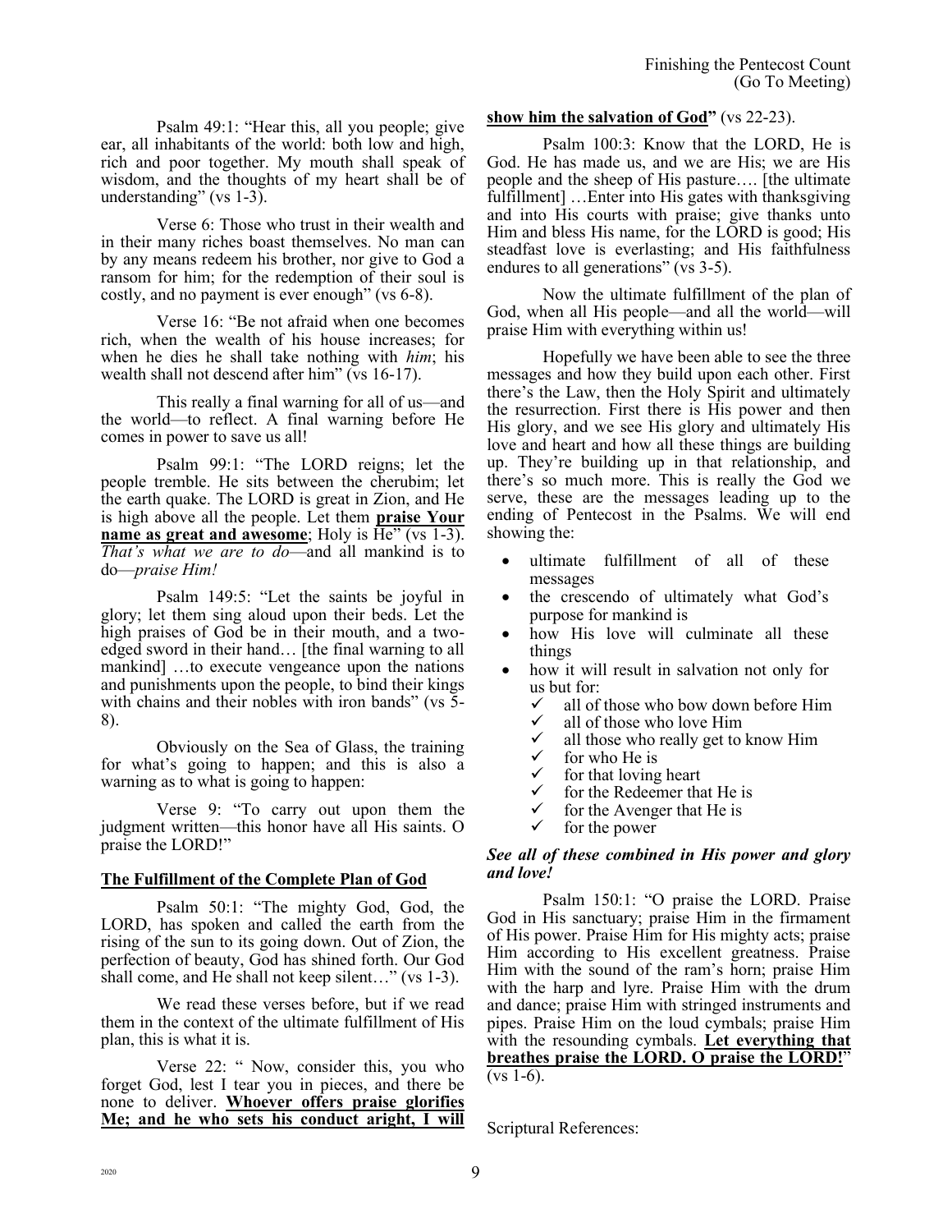Psalm 49:1: "Hear this, all you people; give ear, all inhabitants of the world: both low and high, rich and poor together. My mouth shall speak of wisdom, and the thoughts of my heart shall be of understanding" (vs 1-3).

Verse 6: Those who trust in their wealth and in their many riches boast themselves. No man can by any means redeem his brother, nor give to God a ransom for him; for the redemption of their soul is costly, and no payment is ever enough" (vs 6-8).

Verse 16: "Be not afraid when one becomes rich, when the wealth of his house increases; for when he dies he shall take nothing with *him*; his wealth shall not descend after him" (vs 16-17).

This really a final warning for all of us—and the world—to reflect. A final warning before He comes in power to save us all!

Psalm 99:1: "The LORD reigns; let the people tremble. He sits between the cherubim; let the earth quake. The LORD is great in Zion, and He is high above all the people. Let them **praise Your name as great and awesome**; Holy is He" (vs 1-3). *That's what we are to do*—and all mankind is to do—*praise Him!*

Psalm 149:5: "Let the saints be joyful in glory; let them sing aloud upon their beds. Let the high praises of God be in their mouth, and a two-edged sword in their hand… [the final warning to all mankind] …to execute vengeance upon the nations and punishments upon the people, to bind their kings with chains and their nobles with iron bands" (vs 5-8).

Obviously on the Sea of Glass, the training for what's going to happen; and this is also a warning as to what is going to happen:

Verse 9: "To carry out upon them the judgment written—this honor have all His saints. O praise the LORD!"

## The Fulfillment of the Complete Plan of God

Psalm 50:1: "The mighty God, God, the LORD, has spoken and called the earth from the rising of the sun to its going down. Out of Zion, the perfection of beauty, God has shined forth. Our God shall come, and He shall not keep silent…" (vs 1-3).

We read these verses before, but if we read them in the context of the ultimate fulfillment of His plan, this is what it is.

Verse 22: " Now, consider this, you who forget God, lest I tear you in pieces, and there be none to deliver. **Whoever offers praise glorifies Me; and he who sets his conduct aright, I will show him the salvation of God"** (vs 22-23).

Psalm 100:3: Know that the LORD, He is God. He has made us, and we are His; we are His people and the sheep of His pasture…. [the ultimate fulfillment] …Enter into His gates with thanksgiving and into His courts with praise; give thanks unto Him and bless His name, for the LORD is good; His steadfast love is everlasting; and His faithfulness endures to all generations" (vs 3-5).

Now the ultimate fulfillment of the plan of God, when all His people—and all the world—will praise Him with everything within us!

Hopefully we have been able to see the three messages and how they build upon each other. First there's the Law, then the Holy Spirit and ultimately the resurrection. First there is His power and then His glory, and we see His glory and ultimately His love and heart and how all these things are building up. They're building up in that relationship, and there's so much more. This is really the God we serve, these are the messages leading up to the ending of Pentecost in the Psalms. We will end showing the:

- ultimate fulfillment of all of these messages
- the crescendo of ultimately what God's purpose for mankind is
- how His love will culminate all these things
- how it will result in salvation not only for us but for:
  - ✓ all of those who bow down before Him
  - ✓ all of those who love Him
  - ✓ all those who really get to know Him
  - ✓ for who He is
  - ✓ for that loving heart
  - ✓ for the Redeemer that He is
  - ✓ for the Avenger that He is
  - ✓ for the power

***See all of these combined in His power and glory and love!***

Psalm 150:1: "O praise the LORD. Praise God in His sanctuary; praise Him in the firmament of His power. Praise Him for His mighty acts; praise Him according to His excellent greatness. Praise Him with the sound of the ram's horn; praise Him with the harp and lyre. Praise Him with the drum and dance; praise Him with stringed instruments and pipes. Praise Him on the loud cymbals; praise Him with the resounding cymbals. **Let everything that breathes praise the LORD. O praise the LORD!**" (vs 1-6).

Scriptural References: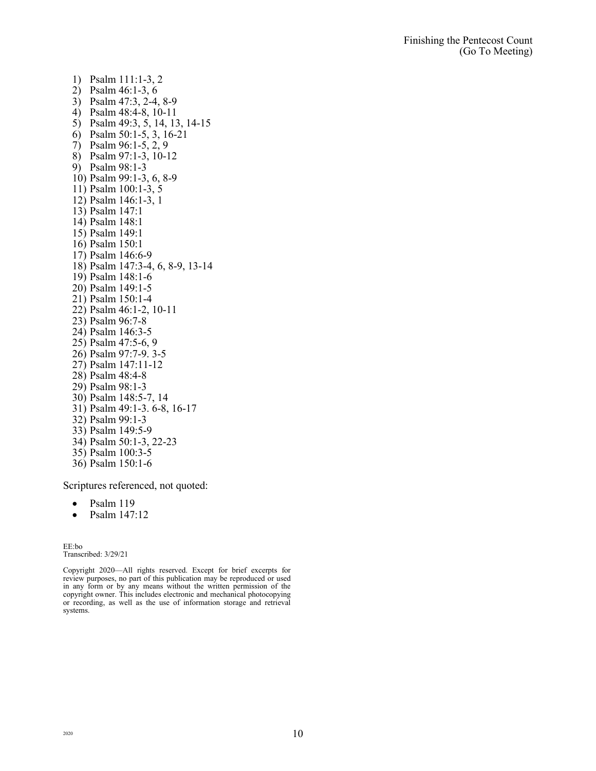1) Psalm 111:1-3, 2
2) Psalm 46:1-3, 6
3) Psalm 47:3, 2-4, 8-9
4) Psalm 48:4-8, 10-11
5) Psalm 49:3, 5, 14, 13, 14-15
6) Psalm 50:1-5, 3, 16-21
7) Psalm 96:1-5, 2, 9
8) Psalm 97:1-3, 10-12
9) Psalm 98:1-3
10) Psalm 99:1-3, 6, 8-9
11) Psalm 100:1-3, 5
12) Psalm 146:1-3, 1
13) Psalm 147:1
14) Psalm 148:1
15) Psalm 149:1
16) Psalm 150:1
17) Psalm 146:6-9
18) Psalm 147:3-4, 6, 8-9, 13-14
19) Psalm 148:1-6
20) Psalm 149:1-5
21) Psalm 150:1-4
22) Psalm 46:1-2, 10-11
23) Psalm 96:7-8
24) Psalm 146:3-5
25) Psalm 47:5-6, 9
26) Psalm 97:7-9. 3-5
27) Psalm 147:11-12
28) Psalm 48:4-8
29) Psalm 98:1-3
30) Psalm 148:5-7, 14
31) Psalm 49:1-3. 6-8, 16-17
32) Psalm 99:1-3
33) Psalm 149:5-9
34) Psalm 50:1-3, 22-23
35) Psalm 100:3-5
36) Psalm 150:1-6

Scriptures referenced, not quoted:

- Psalm 119
- Psalm 147:12

EE:bo
Transcribed: 3/29/21

Copyright 2020—All rights reserved. Except for brief excerpts for review purposes, no part of this publication may be reproduced or used in any form or by any means without the written permission of the copyright owner. This includes electronic and mechanical photocopying or recording, as well as the use of information storage and retrieval systems.